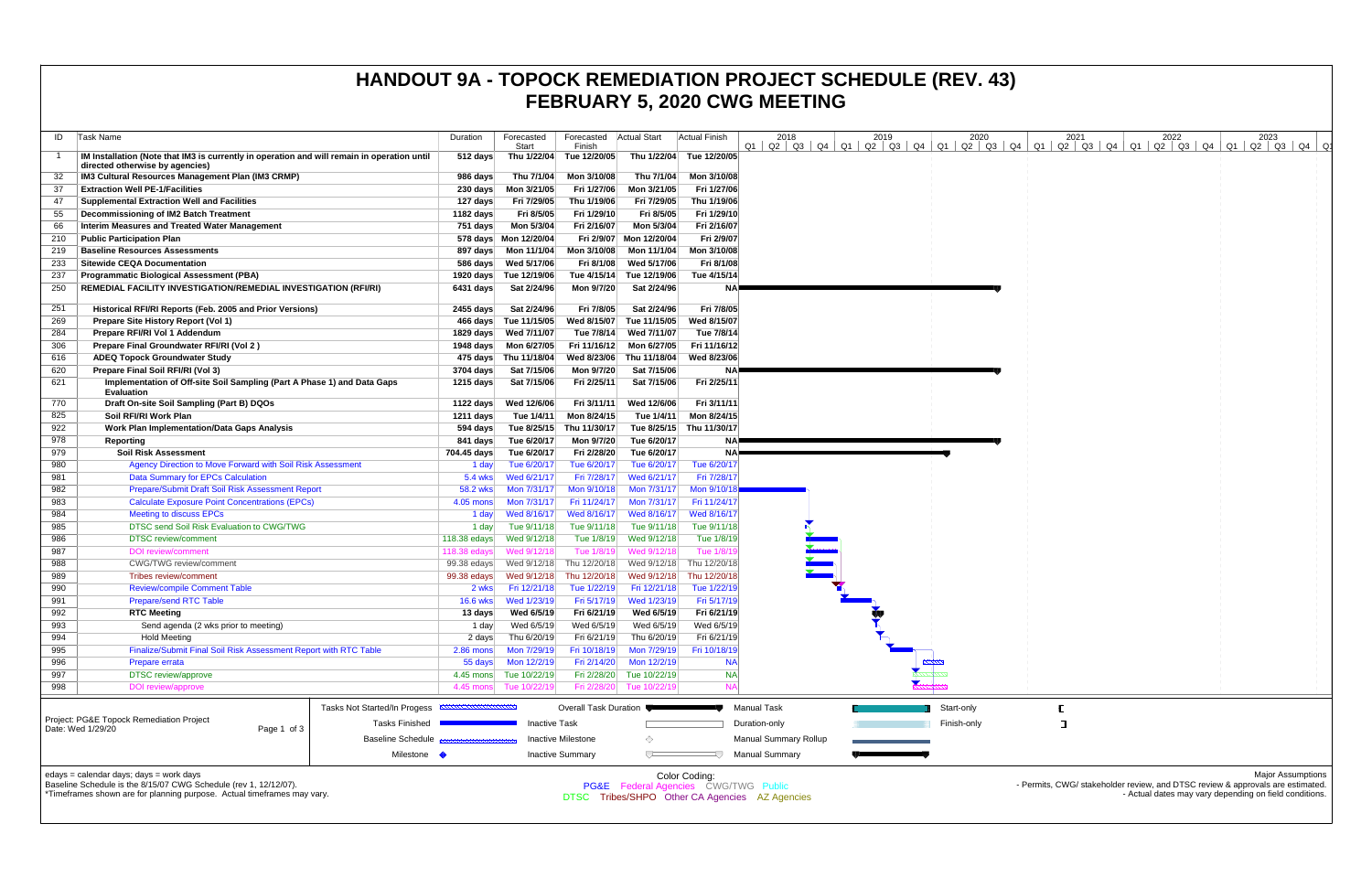# HANDOUT 9A - TOPOCK REMEDIATION PROJECT SCHEDULE (REV. 43)
# FEBRUARY 5, 2020 CWG MEETING

| ID | Task Name | Duration | Forecasted Start | Forecasted Finish | Actual Start | Actual Finish |
|---|---|---|---|---|---|---|
| 1 | **IM Installation (Note that IM3 is currently in operation and will remain in operation until directed otherwise by agencies)** | 512 days | Thu 1/22/04 | Tue 12/20/05 | Thu 1/22/04 | Tue 12/20/05 |
| 32 | **IM3 Cultural Resources Management Plan (IM3 CRMP)** | 986 days | Thu 7/1/04 | Mon 3/10/08 | Thu 7/1/04 | Mon 3/10/08 |
| 37 | **Extraction Well PE-1/Facilities** | 230 days | Mon 3/21/05 | Fri 1/27/06 | Mon 3/21/05 | Fri 1/27/06 |
| 47 | **Supplemental Extraction Well and Facilities** | 127 days | Fri 7/29/05 | Thu 1/19/06 | Fri 7/29/05 | Thu 1/19/06 |
| 55 | **Decommissioning of IM2 Batch Treatment** | 1182 days | Fri 8/5/05 | Fri 1/29/10 | Fri 8/5/05 | Fri 1/29/10 |
| 66 | **Interim Measures and Treated Water Management** | 751 days | Mon 5/3/04 | Fri 2/16/07 | Mon 5/3/04 | Fri 2/16/07 |
| 210 | **Public Participation Plan** | 578 days | Mon 12/20/04 | Fri 2/9/07 | Mon 12/20/04 | Fri 2/9/07 |
| 219 | **Baseline Resources Assessments** | 897 days | Mon 11/1/04 | Mon 3/10/08 | Mon 11/1/04 | Mon 3/10/08 |
| 233 | **Sitewide CEQA Documentation** | 586 days | Wed 5/17/06 | Fri 8/1/08 | Wed 5/17/06 | Fri 8/1/08 |
| 237 | **Programmatic Biological Assessment (PBA)** | 1920 days | Tue 12/19/06 | Tue 4/15/14 | Tue 12/19/06 | Tue 4/15/14 |
| 250 | **REMEDIAL FACILITY INVESTIGATION/REMEDIAL INVESTIGATION (RFI/RI)** | 6431 days | Sat 2/24/96 | Mon 9/7/20 | Sat 2/24/96 | NA |
| 251 | **Historical RFI/RI Reports (Feb. 2005 and Prior Versions)** | 2455 days | Sat 2/24/96 | Fri 7/8/05 | Sat 2/24/96 | Fri 7/8/05 |
| 269 | **Prepare Site History Report (Vol 1)** | 466 days | Tue 11/15/05 | Wed 8/15/07 | Tue 11/15/05 | Wed 8/15/07 |
| 284 | **Prepare RFI/RI Vol 1 Addendum** | 1829 days | Wed 7/11/07 | Tue 7/8/14 | Wed 7/11/07 | Tue 7/8/14 |
| 306 | **Prepare Final Groundwater RFI/RI (Vol 2 )** | 1948 days | Mon 6/27/05 | Fri 11/16/12 | Mon 6/27/05 | Fri 11/16/12 |
| 616 | **ADEQ Topock Groundwater Study** | 475 days | Thu 11/18/04 | Wed 8/23/06 | Thu 11/18/04 | Wed 8/23/06 |
| 620 | **Prepare Final Soil RFI/RI (Vol 3)** | 3704 days | Sat 7/15/06 | Mon 9/7/20 | Sat 7/15/06 | NA |
| 621 | **Implementation of Off-site Soil Sampling (Part A Phase 1) and Data Gaps Evaluation** | 1215 days | Sat 7/15/06 | Fri 2/25/11 | Sat 7/15/06 | Fri 2/25/11 |
| 770 | **Draft On-site Soil Sampling (Part B) DQOs** | 1122 days | Wed 12/6/06 | Fri 3/11/11 | Wed 12/6/06 | Fri 3/11/11 |
| 825 | **Soil RFI/RI Work Plan** | 1211 days | Tue 1/4/11 | Mon 8/24/15 | Tue 1/4/11 | Mon 8/24/15 |
| 922 | **Work Plan Implementation/Data Gaps Analysis** | 594 days | Tue 8/25/15 | Thu 11/30/17 | Tue 8/25/15 | Thu 11/30/17 |
| 978 | **Reporting** | 841 days | Tue 6/20/17 | Mon 9/7/20 | Tue 6/20/17 | NA |
| 979 | **Soil Risk Assessment** | 704.45 days | Tue 6/20/17 | Fri 2/28/20 | Tue 6/20/17 | NA |
| 980 | Agency Direction to Move Forward with Soil Risk Assessment | 1 day | Tue 6/20/17 | Tue 6/20/17 | Tue 6/20/17 | Tue 6/20/17 |
| 981 | Data Summary for EPCs Calculation | 5.4 wks | Wed 6/21/17 | Fri 7/28/17 | Wed 6/21/17 | Fri 7/28/17 |
| 982 | Prepare/Submit Draft Soil Risk Assessment Report | 58.2 wks | Mon 7/31/17 | Mon 9/10/18 | Mon 7/31/17 | Mon 9/10/18 |
| 983 | Calculate Exposure Point Concentrations (EPCs) | 4.05 mons | Mon 7/31/17 | Fri 11/24/17 | Mon 7/31/17 | Fri 11/24/17 |
| 984 | Meeting to discuss EPCs | 1 day | Wed 8/16/17 | Wed 8/16/17 | Wed 8/16/17 | Wed 8/16/17 |
| 985 | DTSC send Soil Risk Evaluation to CWG/TWG | 1 day | Tue 9/11/18 | Tue 9/11/18 | Tue 9/11/18 | Tue 9/11/18 |
| 986 | DTSC review/comment | 118.38 edays | Wed 9/12/18 | Tue 1/8/19 | Wed 9/12/18 | Tue 1/8/19 |
| 987 | DOI review/comment | 118.38 edays | Wed 9/12/18 | Tue 1/8/19 | Wed 9/12/18 | Tue 1/8/19 |
| 988 | CWG/TWG review/comment | 99.38 edays | Wed 9/12/18 | Thu 12/20/18 | Wed 9/12/18 | Thu 12/20/18 |
| 989 | Tribes review/comment | 99.38 edays | Wed 9/12/18 | Thu 12/20/18 | Wed 9/12/18 | Thu 12/20/18 |
| 990 | Review/compile Comment Table | 2 wks | Fri 12/21/18 | Tue 1/22/19 | Fri 12/21/18 | Tue 1/22/19 |
| 991 | Prepare/send RTC Table | 16.6 wks | Wed 1/23/19 | Fri 5/17/19 | Wed 1/23/19 | Fri 5/17/19 |
| 992 | **RTC Meeting** | 13 days | Wed 6/5/19 | Fri 6/21/19 | Wed 6/5/19 | Fri 6/21/19 |
| 993 | Send agenda (2 wks prior to meeting) | 1 day | Wed 6/5/19 | Wed 6/5/19 | Wed 6/5/19 | Wed 6/5/19 |
| 994 | Hold Meeting | 2 days | Thu 6/20/19 | Fri 6/21/19 | Thu 6/20/19 | Fri 6/21/19 |
| 995 | Finalize/Submit Final Soil Risk Assessment Report with RTC Table | 2.86 mons | Mon 7/29/19 | Fri 10/18/19 | Mon 7/29/19 | Fri 10/18/19 |
| 996 | Prepare errata | 55 days | Mon 12/2/19 | Fri 2/14/20 | Mon 12/2/19 | NA |
| 997 | DTSC review/approve | 4.45 mons | Tue 10/22/19 | Fri 2/28/20 | Tue 10/22/19 | NA |
| 998 | DOI review/approve | 4.45 mons | Tue 10/22/19 | Fri 2/28/20 | Tue 10/22/19 | NA |

Project: PG&E Topock Remediation Project
Date: Wed 1/29/20

Legend: Tasks Not Started/In Progess; Tasks Finished; Baseline Schedule; Milestone; Overall Task Duration; Inactive Task; Inactive Milestone; Inactive Summary; Manual Task; Duration-only; Manual Summary Rollup; Manual Summary; Start-only; Finish-only

edays = calendar days; days = work days
Baseline Schedule is the 8/15/07 CWG Schedule (rev 1, 12/12/07).
*Timeframes shown are for planning purpose. Actual timeframes may vary.

Color Coding:
PG&E Federal Agencies CWG/TWG Public
DTSC Tribes/SHPO Other CA Agencies AZ Agencies

Major Assumptions
- Permits, CWG/ stakeholder review, and DTSC review & approvals are estimated.
- Actual dates may vary depending on field conditions.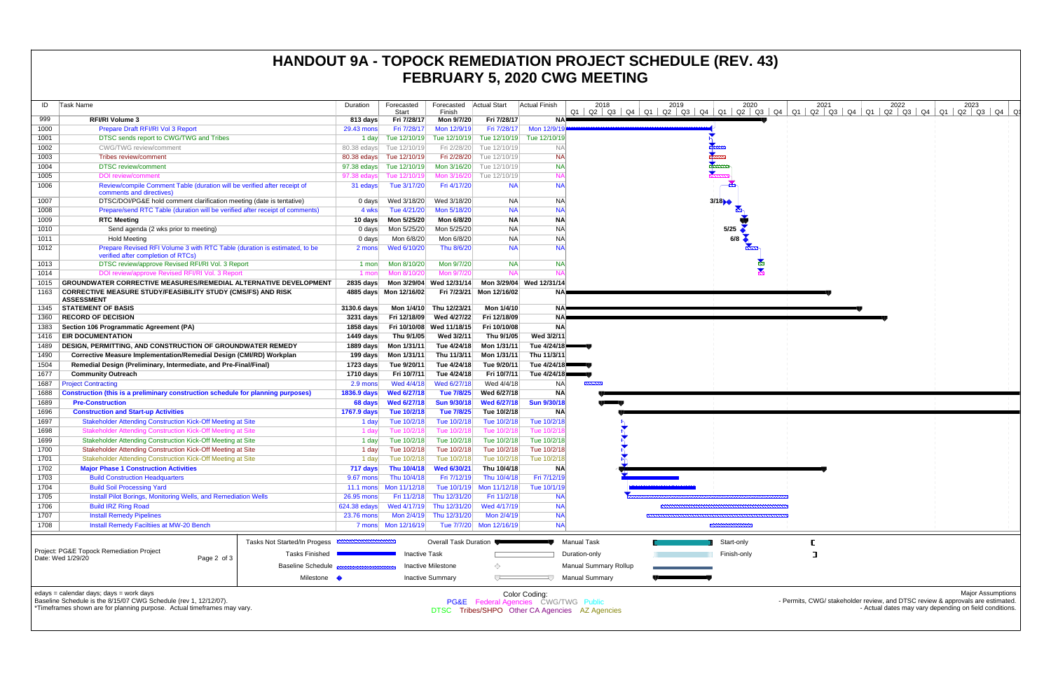# HANDOUT 9A - TOPOCK REMEDIATION PROJECT SCHEDULE (REV. 43)
# FEBRUARY 5, 2020 CWG MEETING

| ID | Task Name | Duration | Forecasted Start | Forecasted Finish | Actual Start | Actual Finish |
|---|---|---|---|---|---|---|
| 999 | **RFI/RI Volume 3** | **813 days** | **Fri 7/28/17** | **Mon 9/7/20** | **Fri 7/28/17** | **NA** |
| 1000 | Prepare Draft RFI/RI Vol 3 Report | 29.43 mons | Fri 7/28/17 | Mon 12/9/19 | Fri 7/28/17 | Mon 12/9/19 |
| 1001 | DTSC sends report to CWG/TWG and Tribes | 1 day | Tue 12/10/19 | Tue 12/10/19 | Tue 12/10/19 | Tue 12/10/19 |
| 1002 | CWG/TWG review/comment | 80.38 edays | Tue 12/10/19 | Fri 2/28/20 | Tue 12/10/19 | NA |
| 1003 | Tribes review/comment | 80.38 edays | Tue 12/10/19 | Fri 2/28/20 | Tue 12/10/19 | NA |
| 1004 | DTSC review/comment | 97.38 edays | Tue 12/10/19 | Mon 3/16/20 | Tue 12/10/19 | NA |
| 1005 | DOI review/comment | 97.38 edays | Tue 12/10/19 | Mon 3/16/20 | Tue 12/10/19 | NA |
| 1006 | Review/compile Comment Table (duration will be verified after receipt of comments and directives) | 31 edays | Tue 3/17/20 | Fri 4/17/20 | NA | NA |
| 1007 | DTSC/DOI/PG&E hold comment clarification meeting (date is tentative) | 0 days | Wed 3/18/20 | Wed 3/18/20 | NA | NA |
| 1008 | Prepare/send RTC Table (duration will be verified after receipt of comments) | 4 wks | Tue 4/21/20 | Mon 5/18/20 | NA | NA |
| 1009 | **RTC Meeting** | **10 days** | **Mon 5/25/20** | **Mon 6/8/20** | **NA** | **NA** |
| 1010 | Send agenda (2 wks prior to meeting) | 0 days | Mon 5/25/20 | Mon 5/25/20 | NA | NA |
| 1011 | Hold Meeting | 0 days | Mon 6/8/20 | Mon 6/8/20 | NA | NA |
| 1012 | Prepare Revised RFI Volume 3 with RTC Table (duration is estimated, to be verified after completion of RTCs) | 2 mons | Wed 6/10/20 | Thu 8/6/20 | NA | NA |
| 1013 | DTSC review/approve Revised RFI/RI Vol. 3 Report | 1 mon | Mon 8/10/20 | Mon 9/7/20 | NA | NA |
| 1014 | DOI review/approve Revised RFI/RI Vol. 3 Report | 1 mon | Mon 8/10/20 | Mon 9/7/20 | NA | NA |
| 1015 | **GROUNDWATER CORRECTIVE MEASURES/REMEDIAL ALTERNATIVE DEVELOPMENT** | **2835 days** | **Mon 3/29/04** | **Wed 12/31/14** | **Mon 3/29/04** | **Wed 12/31/14** |
| 1163 | **CORRECTIVE MEASURE STUDY/FEASIBILITY STUDY (CMS/FS) AND RISK ASSESSMENT** | **4885 days** | **Mon 12/16/02** | **Fri 7/23/21** | **Mon 12/16/02** | **NA** |
| 1345 | **STATEMENT OF BASIS** | **3130.6 days** | **Mon 1/4/10** | **Thu 12/23/21** | **Mon 1/4/10** | **NA** |
| 1360 | **RECORD OF DECISION** | **3231 days** | **Fri 12/18/09** | **Wed 4/27/22** | **Fri 12/18/09** | **NA** |
| 1383 | **Section 106 Programmatic Agreement (PA)** | **1858 days** | **Fri 10/10/08** | **Wed 11/18/15** | **Fri 10/10/08** | **NA** |
| 1416 | **EIR DOCUMENTATION** | **1449 days** | **Thu 9/1/05** | **Wed 3/2/11** | **Thu 9/1/05** | **Wed 3/2/11** |
| 1489 | **DESIGN, PERMITTING, AND CONSTRUCTION OF GROUNDWATER REMEDY** | **1889 days** | **Mon 1/31/11** | **Tue 4/24/18** | **Mon 1/31/11** | **Tue 4/24/18** |
| 1490 | **Corrective Measure Implementation/Remedial Design (CMI/RD) Workplan** | **199 days** | **Mon 1/31/11** | **Thu 11/3/11** | **Mon 1/31/11** | **Thu 11/3/11** |
| 1504 | **Remedial Design (Preliminary, Intermediate, and Pre-Final/Final)** | **1723 days** | **Tue 9/20/11** | **Tue 4/24/18** | **Tue 9/20/11** | **Tue 4/24/18** |
| 1677 | **Community Outreach** | **1710 days** | **Fri 10/7/11** | **Tue 4/24/18** | **Fri 10/7/11** | **Tue 4/24/18** |
| 1687 | Project Contracting | 2.9 mons | Wed 4/4/18 | Wed 6/27/18 | Wed 4/4/18 | NA |
| 1688 | **Construction (this is a preliminary construction schedule for planning purposes)** | **1836.9 days** | **Wed 6/27/18** | **Tue 7/8/25** | **Wed 6/27/18** | **NA** |
| 1689 | **Pre-Construction** | **68 days** | **Wed 6/27/18** | **Sun 9/30/18** | **Wed 6/27/18** | **Sun 9/30/18** |
| 1696 | **Construction and Start-up Activities** | **1767.9 days** | **Tue 10/2/18** | **Tue 7/8/25** | **Tue 10/2/18** | **NA** |
| 1697 | Stakeholder Attending Construction Kick-Off Meeting at Site | 1 day | Tue 10/2/18 | Tue 10/2/18 | Tue 10/2/18 | Tue 10/2/18 |
| 1698 | Stakeholder Attending Construction Kick-Off Meeting at Site | 1 day | Tue 10/2/18 | Tue 10/2/18 | Tue 10/2/18 | Tue 10/2/18 |
| 1699 | Stakeholder Attending Construction Kick-Off Meeting at Site | 1 day | Tue 10/2/18 | Tue 10/2/18 | Tue 10/2/18 | Tue 10/2/18 |
| 1700 | Stakeholder Attending Construction Kick-Off Meeting at Site | 1 day | Tue 10/2/18 | Tue 10/2/18 | Tue 10/2/18 | Tue 10/2/18 |
| 1701 | Stakeholder Attending Construction Kick-Off Meeting at Site | 1 day | Tue 10/2/18 | Tue 10/2/18 | Tue 10/2/18 | Tue 10/2/18 |
| 1702 | **Major Phase 1 Construction Activities** | **717 days** | **Thu 10/4/18** | **Wed 6/30/21** | **Thu 10/4/18** | **NA** |
| 1703 | Build Construction Headquarters | 9.67 mons | Thu 10/4/18 | Fri 7/12/19 | Thu 10/4/18 | Fri 7/12/19 |
| 1704 | Build Soil Processing Yard | 11.1 mons | Mon 11/12/18 | Tue 10/1/19 | Mon 11/12/18 | Tue 10/1/19 |
| 1705 | Install Pilot Borings, Monitoring Wells, and Remediation Wells | 26.95 mons | Fri 11/2/18 | Thu 12/31/20 | Fri 11/2/18 | NA |
| 1706 | Build IRZ Ring Road | 624.38 edays | Wed 4/17/19 | Thu 12/31/20 | Wed 4/17/19 | NA |
| 1707 | Install Remedy Pipelines | 23.76 mons | Mon 2/4/19 | Thu 12/31/20 | Mon 2/4/19 | NA |
| 1708 | Install Remedy Facilities at MW-20 Bench | 7 mons | Mon 12/16/19 | Tue 7/7/20 | Mon 12/16/19 | NA |

Gantt milestone labels: 3/18 (ID 1007), 5/25 (ID 1010), 6/8 (ID 1011).

Project: PG&E Topock Remediation Project
Date: Wed 1/29/20

Legend: Tasks Not Started/In Progess; Tasks Finished; Baseline Schedule; Milestone; Overall Task Duration; Inactive Task; Inactive Milestone; Inactive Summary; Manual Task; Duration-only; Manual Summary Rollup; Manual Summary; Start-only; Finish-only

edays = calendar days; days = work days
Baseline Schedule is the 8/15/07 CWG Schedule (rev 1, 12/12/07).
*Timeframes shown are for planning purpose. Actual timeframes may vary.

Color Coding:
PG&E Federal Agencies CWG/TWG Public
DTSC Tribes/SHPO Other CA Agencies AZ Agencies

Major Assumptions
- Permits, CWG/ stakeholder review, and DTSC review & approvals are estimated.
- Actual dates may vary depending on field conditions.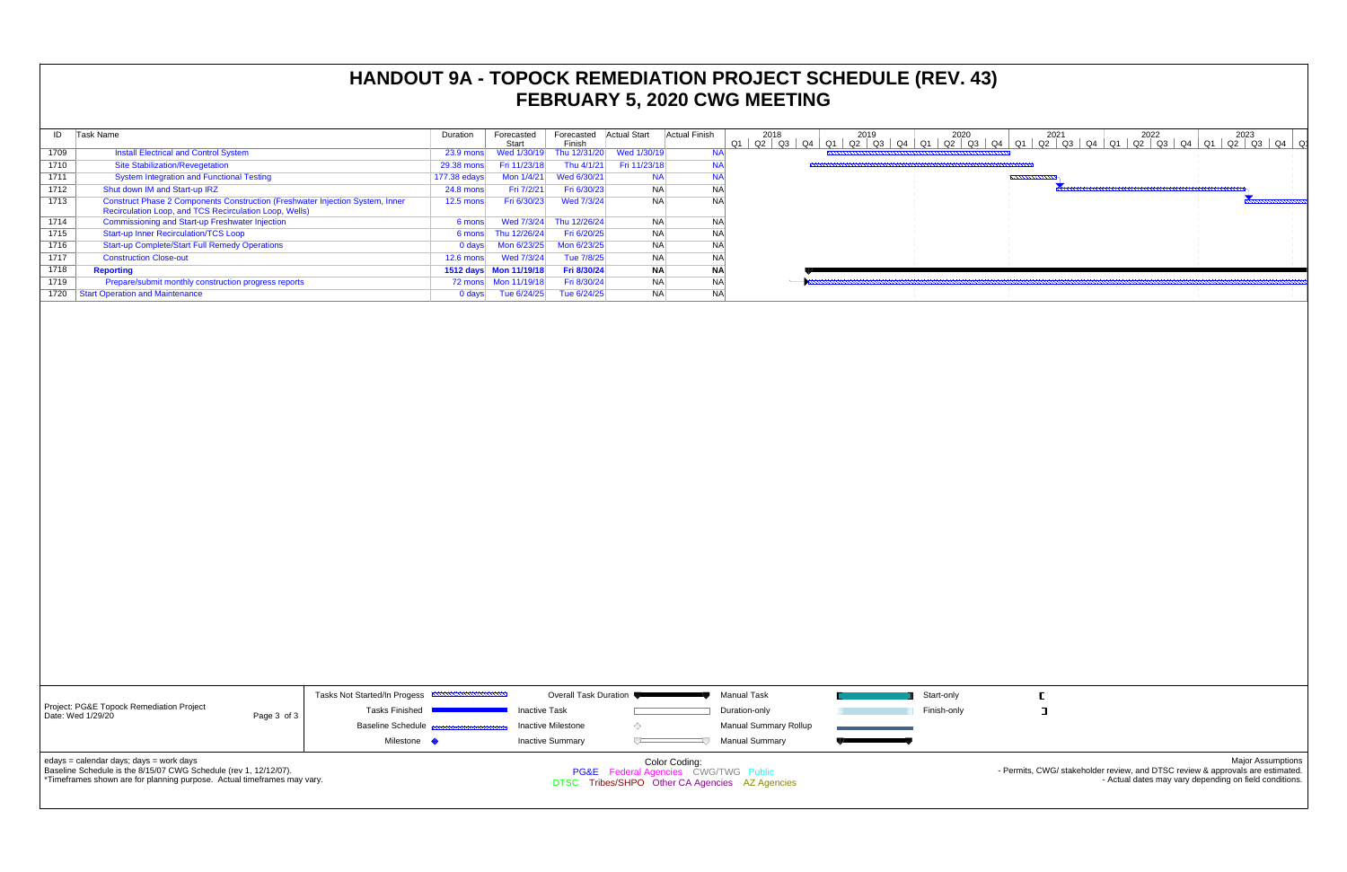# HANDOUT 9A - TOPOCK REMEDIATION PROJECT SCHEDULE (REV. 43)
# FEBRUARY 5, 2020 CWG MEETING

| ID | Task Name | Duration | Forecasted Start | Forecasted Finish | Actual Start | Actual Finish |
|---|---|---|---|---|---|---|
| 1709 | Install Electrical and Control System | 23.9 mons | Wed 1/30/19 | Thu 12/31/20 | Wed 1/30/19 | NA |
| 1710 | Site Stabilization/Revegetation | 29.38 mons | Fri 11/23/18 | Thu 4/1/21 | Fri 11/23/18 | NA |
| 1711 | System Integration and Functional Testing | 177.38 edays | Mon 1/4/21 | Wed 6/30/21 | NA | NA |
| 1712 | Shut down IM and Start-up IRZ | 24.8 mons | Fri 7/2/21 | Fri 6/30/23 | NA | NA |
| 1713 | Construct Phase 2 Components Construction (Freshwater Injection System, Inner Recirculation Loop, and TCS Recirculation Loop, Wells) | 12.5 mons | Fri 6/30/23 | Wed 7/3/24 | NA | NA |
| 1714 | Commissioning and Start-up Freshwater Injection | 6 mons | Wed 7/3/24 | Thu 12/26/24 | NA | NA |
| 1715 | Start-up Inner Recirculation/TCS Loop | 6 mons | Thu 12/26/24 | Fri 6/20/25 | NA | NA |
| 1716 | Start-up Complete/Start Full Remedy Operations | 0 days | Mon 6/23/25 | Mon 6/23/25 | NA | NA |
| 1717 | Construction Close-out | 12.6 mons | Wed 7/3/24 | Tue 7/8/25 | NA | NA |
| 1718 | **Reporting** | **1512 days** | **Mon 11/19/18** | **Fri 8/30/24** | **NA** | **NA** |
| 1719 | Prepare/submit monthly construction progress reports | 72 mons | Mon 11/19/18 | Fri 8/30/24 | NA | NA |
| 1720 | Start Operation and Maintenance | 0 days | Tue 6/24/25 | Tue 6/24/25 | NA | NA |

2018 Q1 Q2 Q3 Q4 | 2019 Q1 Q2 Q3 Q4 | 2020 Q1 Q2 Q3 Q4 | 2021 Q1 Q2 Q3 Q4 | 2022 Q1 Q2 Q3 Q4 | 2023 Q1 Q2 Q3 Q4

Project: PG&E Topock Remediation Project
Date: Wed 1/29/20

Tasks Not Started/In Progess
Tasks Finished
Baseline Schedule
Milestone
Overall Task Duration
Inactive Task
Inactive Milestone
Inactive Summary
Manual Task
Duration-only
Manual Summary Rollup
Manual Summary
Start-only
Finish-only

edays = calendar days; days = work days
Baseline Schedule is the 8/15/07 CWG Schedule (rev 1, 12/12/07).
*Timeframes shown are for planning purpose. Actual timeframes may vary.

Color Coding:
PG&E Federal Agencies CWG/TWG Public
DTSC Tribes/SHPO Other CA Agencies AZ Agencies

Major Assumptions
- Permits, CWG/ stakeholder review, and DTSC review & approvals are estimated.
- Actual dates may vary depending on field conditions.